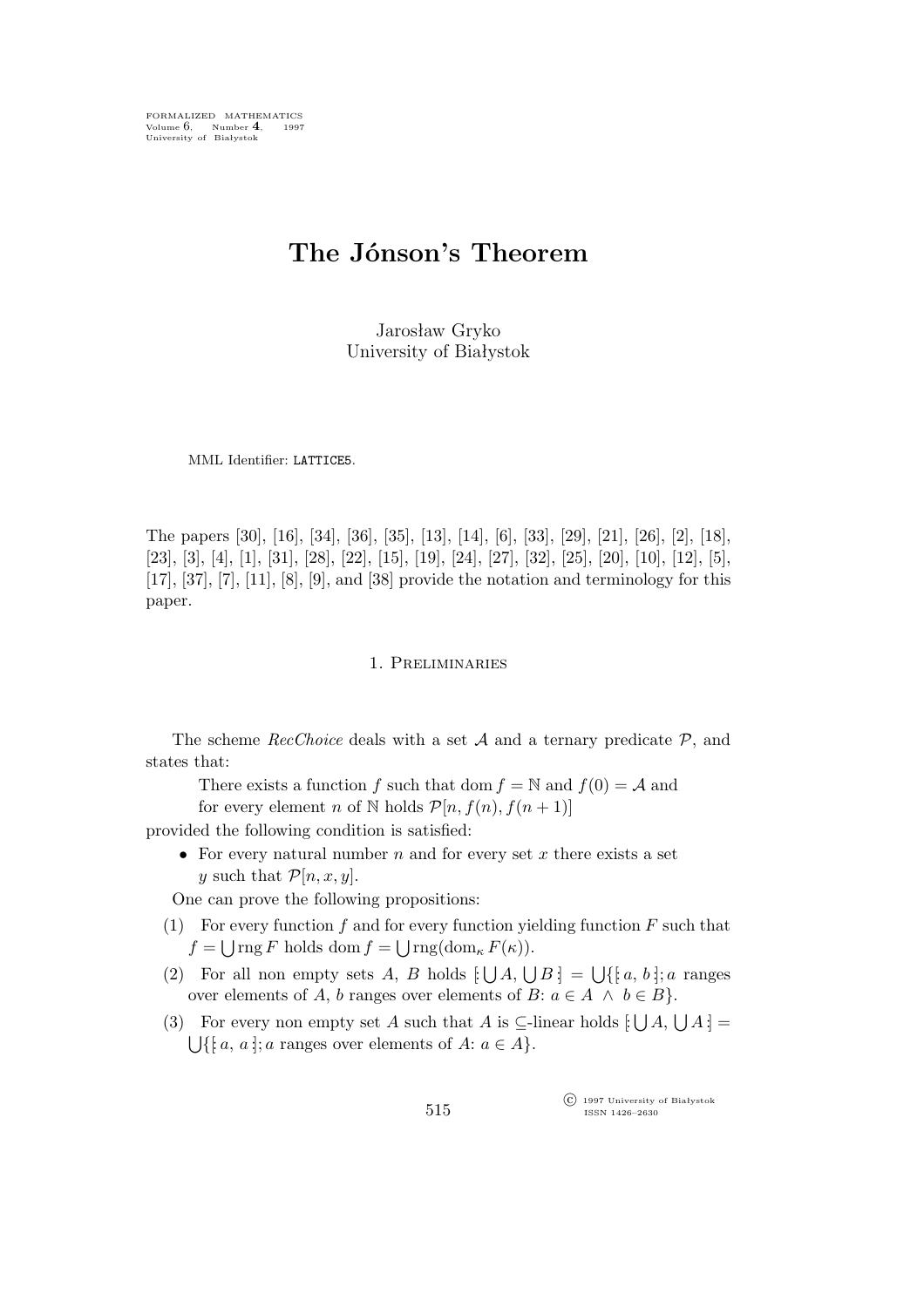FORMALIZED MATHEMATICS
Volume 6, Number 4, 1997
University of Białystok

# The Jónson's Theorem

Jarosław Gryko
University of Białystok

MML Identifier: LATTICE5.

The papers [30], [16], [34], [36], [35], [13], [14], [6], [33], [29], [21], [26], [2], [18], [23], [3], [4], [1], [31], [28], [22], [15], [19], [24], [27], [32], [25], [20], [10], [12], [5], [17], [37], [7], [11], [8], [9], and [38] provide the notation and terminology for this paper.

## 1. Preliminaries

The scheme *RecChoice* deals with a set $\mathcal{A}$ and a ternary predicate $\mathcal{P}$, and states that:

> There exists a function $f$ such that $\operatorname{dom} f = \mathbb{N}$ and $f(0) = \mathcal{A}$ and for every element $n$ of $\mathbb{N}$ holds $\mathcal{P}[n, f(n), f(n+1)]$

provided the following condition is satisfied:

- For every natural number $n$ and for every set $x$ there exists a set $y$ such that $\mathcal{P}[n, x, y]$.

One can prove the following propositions:

(1) For every function $f$ and for every function yielding function $F$ such that $f = \bigcup \operatorname{rng} F$ holds $\operatorname{dom} f = \bigcup \operatorname{rng}(\operatorname{dom}_\kappa F(\kappa))$.

(2) For all non empty sets $A$, $B$ holds $[\bigcup A, \bigcup B] = \bigcup\{[a, b]; a$ ranges over elements of $A$, $b$ ranges over elements of $B$: $a \in A \wedge b \in B\}$.

(3) For every non empty set $A$ such that $A$ is $\subseteq$-linear holds $[\bigcup A, \bigcup A] = \bigcup\{[a, a]; a$ ranges over elements of $A$: $a \in A\}$.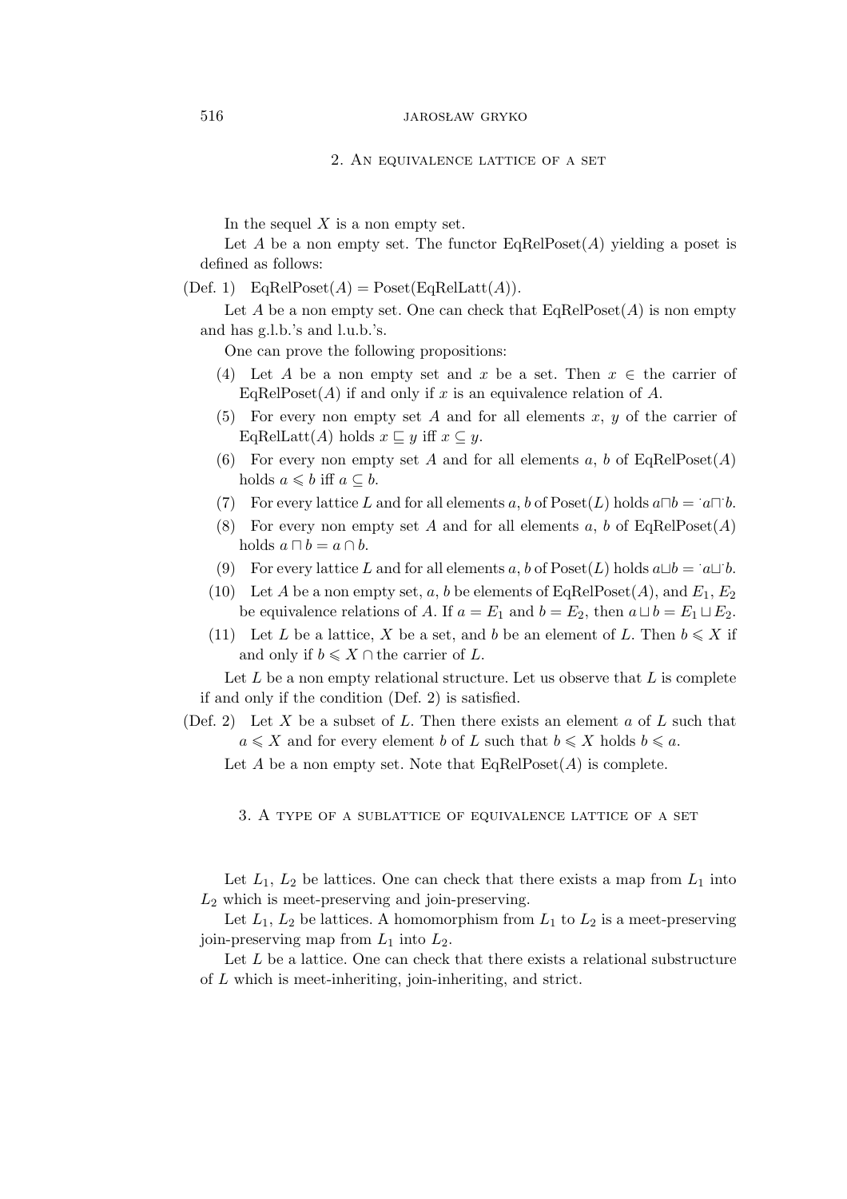## 2. An equivalence lattice of a set

In the sequel $X$ is a non empty set.

Let $A$ be a non empty set. The functor EqRelPoset($A$) yielding a poset is defined as follows:

(Def. 1) EqRelPoset($A$) = Poset(EqRelLatt($A$)).

Let $A$ be a non empty set. One can check that EqRelPoset($A$) is non empty and has g.l.b.'s and l.u.b.'s.

One can prove the following propositions:

(4) Let $A$ be a non empty set and $x$ be a set. Then $x \in$ the carrier of EqRelPoset($A$) if and only if $x$ is an equivalence relation of $A$.

(5) For every non empty set $A$ and for all elements $x$, $y$ of the carrier of EqRelLatt($A$) holds $x \sqsubseteq y$ iff $x \subseteq y$.

(6) For every non empty set $A$ and for all elements $a$, $b$ of EqRelPoset($A$) holds $a \leqslant b$ iff $a \subseteq b$.

(7) For every lattice $L$ and for all elements $a$, $b$ of Poset($L$) holds $a \sqcap b = {}^{\cdot}a \sqcap {}^{\cdot}b$.

(8) For every non empty set $A$ and for all elements $a$, $b$ of EqRelPoset($A$) holds $a \sqcap b = a \cap b$.

(9) For every lattice $L$ and for all elements $a$, $b$ of Poset($L$) holds $a \sqcup b = {}^{\cdot}a \sqcup {}^{\cdot}b$.

(10) Let $A$ be a non empty set, $a$, $b$ be elements of EqRelPoset($A$), and $E_1$, $E_2$ be equivalence relations of $A$. If $a = E_1$ and $b = E_2$, then $a \sqcup b = E_1 \sqcup E_2$.

(11) Let $L$ be a lattice, $X$ be a set, and $b$ be an element of $L$. Then $b \leqslant X$ if and only if $b \leqslant X \cap$ the carrier of $L$.

Let $L$ be a non empty relational structure. Let us observe that $L$ is complete if and only if the condition (Def. 2) is satisfied.

(Def. 2) Let $X$ be a subset of $L$. Then there exists an element $a$ of $L$ such that $a \leqslant X$ and for every element $b$ of $L$ such that $b \leqslant X$ holds $b \leqslant a$.

Let $A$ be a non empty set. Note that EqRelPoset($A$) is complete.

## 3. A type of a sublattice of equivalence lattice of a set

Let $L_1$, $L_2$ be lattices. One can check that there exists a map from $L_1$ into $L_2$ which is meet-preserving and join-preserving.

Let $L_1$, $L_2$ be lattices. A homomorphism from $L_1$ to $L_2$ is a meet-preserving join-preserving map from $L_1$ into $L_2$.

Let $L$ be a lattice. One can check that there exists a relational substructure of $L$ which is meet-inheriting, join-inheriting, and strict.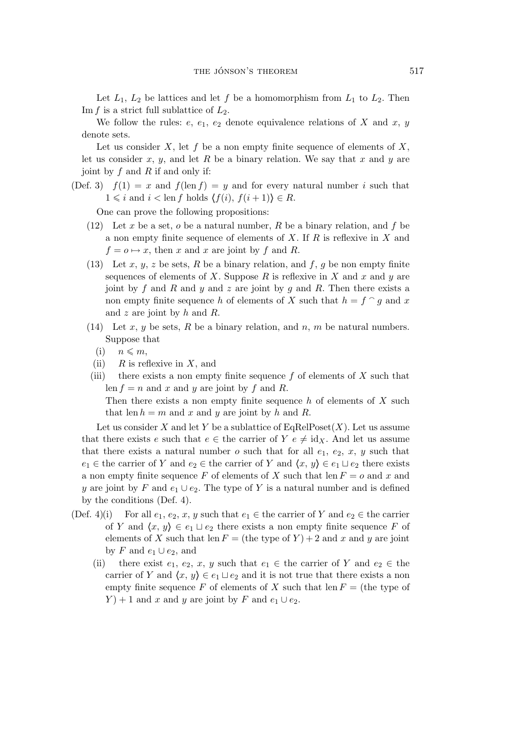Let $L_1$, $L_2$ be lattices and let $f$ be a homomorphism from $L_1$ to $L_2$. Then $\operatorname{Im} f$ is a strict full sublattice of $L_2$.

We follow the rules: $e$, $e_1$, $e_2$ denote equivalence relations of $X$ and $x$, $y$ denote sets.

Let us consider $X$, let $f$ be a non empty finite sequence of elements of $X$, let us consider $x$, $y$, and let $R$ be a binary relation. We say that $x$ and $y$ are joint by $f$ and $R$ if and only if:

(Def. 3) $f(1) = x$ and $f(\operatorname{len} f) = y$ and for every natural number $i$ such that $1 \leqslant i$ and $i < \operatorname{len} f$ holds $\langle f(i), f(i+1) \rangle \in R$.

One can prove the following propositions:

(12) Let $x$ be a set, $o$ be a natural number, $R$ be a binary relation, and $f$ be a non empty finite sequence of elements of $X$. If $R$ is reflexive in $X$ and $f = o \mapsto x$, then $x$ and $x$ are joint by $f$ and $R$.

(13) Let $x$, $y$, $z$ be sets, $R$ be a binary relation, and $f$, $g$ be non empty finite sequences of elements of $X$. Suppose $R$ is reflexive in $X$ and $x$ and $y$ are joint by $f$ and $R$ and $y$ and $z$ are joint by $g$ and $R$. Then there exists a non empty finite sequence $h$ of elements of $X$ such that $h = f \frown g$ and $x$ and $z$ are joint by $h$ and $R$.

(14) Let $x$, $y$ be sets, $R$ be a binary relation, and $n$, $m$ be natural numbers. Suppose that

  (i) $n \leqslant m$,

  (ii) $R$ is reflexive in $X$, and

  (iii) there exists a non empty finite sequence $f$ of elements of $X$ such that $\operatorname{len} f = n$ and $x$ and $y$ are joint by $f$ and $R$.

  Then there exists a non empty finite sequence $h$ of elements of $X$ such that $\operatorname{len} h = m$ and $x$ and $y$ are joint by $h$ and $R$.

Let us consider $X$ and let $Y$ be a sublattice of $\operatorname{EqRelPoset}(X)$. Let us assume that there exists $e$ such that $e \in$ the carrier of $Y$ $e \neq \operatorname{id}_X$. And let us assume that there exists a natural number $o$ such that for all $e_1$, $e_2$, $x$, $y$ such that $e_1 \in$ the carrier of $Y$ and $e_2 \in$ the carrier of $Y$ and $\langle x, y \rangle \in e_1 \sqcup e_2$ there exists a non empty finite sequence $F$ of elements of $X$ such that $\operatorname{len} F = o$ and $x$ and $y$ are joint by $F$ and $e_1 \cup e_2$. The type of $Y$ is a natural number and is defined by the conditions (Def. 4).

(Def. 4)(i) For all $e_1$, $e_2$, $x$, $y$ such that $e_1 \in$ the carrier of $Y$ and $e_2 \in$ the carrier of $Y$ and $\langle x, y \rangle \in e_1 \sqcup e_2$ there exists a non empty finite sequence $F$ of elements of $X$ such that $\operatorname{len} F =$ (the type of $Y$) $+ 2$ and $x$ and $y$ are joint by $F$ and $e_1 \cup e_2$, and

  (ii) there exist $e_1$, $e_2$, $x$, $y$ such that $e_1 \in$ the carrier of $Y$ and $e_2 \in$ the carrier of $Y$ and $\langle x, y \rangle \in e_1 \sqcup e_2$ and it is not true that there exists a non empty finite sequence $F$ of elements of $X$ such that $\operatorname{len} F =$ (the type of $Y$) $+ 1$ and $x$ and $y$ are joint by $F$ and $e_1 \cup e_2$.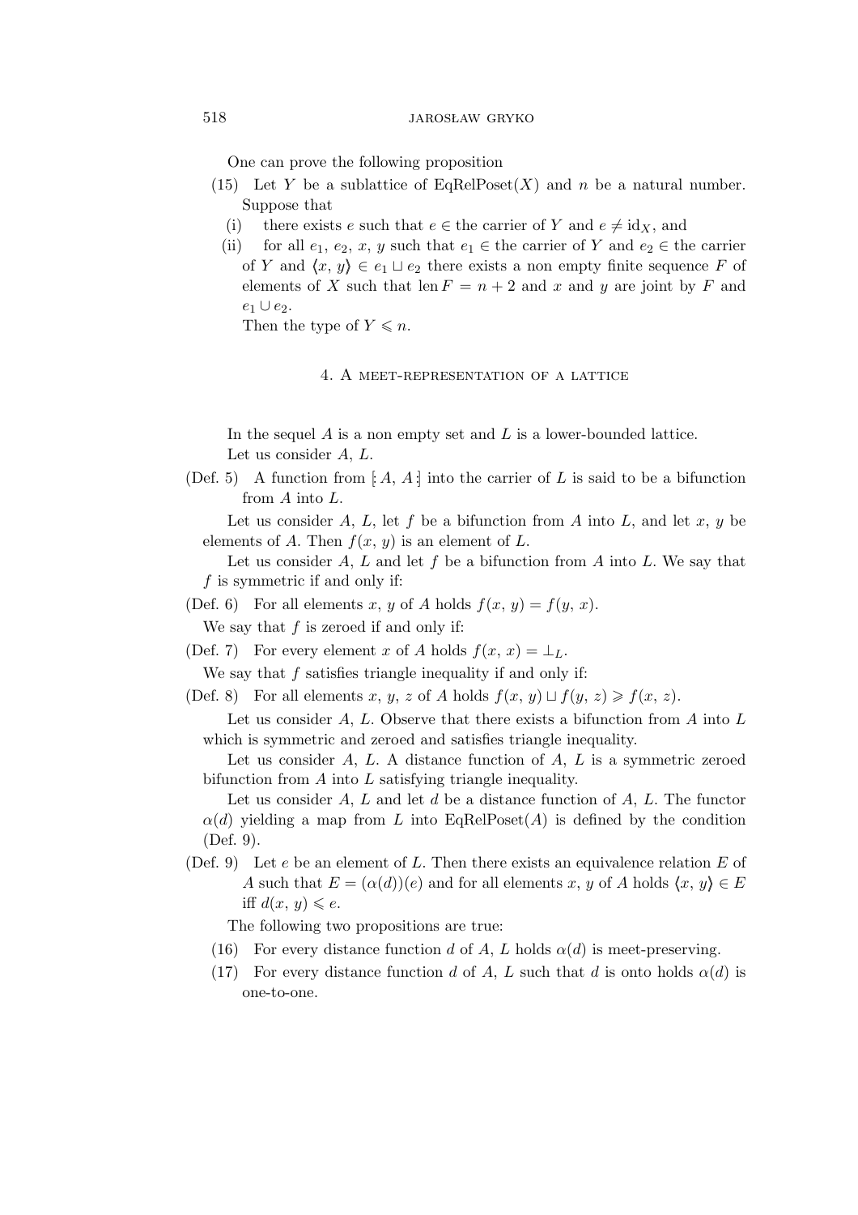One can prove the following proposition

(15) Let $Y$ be a sublattice of $\mathrm{EqRelPoset}(X)$ and $n$ be a natural number. Suppose that

  (i) there exists $e$ such that $e \in$ the carrier of $Y$ and $e \neq \mathrm{id}_X$, and

  (ii) for all $e_1$, $e_2$, $x$, $y$ such that $e_1 \in$ the carrier of $Y$ and $e_2 \in$ the carrier of $Y$ and $\langle x, y\rangle \in e_1 \sqcup e_2$ there exists a non empty finite sequence $F$ of elements of $X$ such that $\mathrm{len}\, F = n + 2$ and $x$ and $y$ are joint by $F$ and $e_1 \cup e_2$.

  Then the type of $Y \leqslant n$.

## 4. A meet-representation of a lattice

In the sequel $A$ is a non empty set and $L$ is a lower-bounded lattice.

Let us consider $A$, $L$.

(Def. 5) A function from $[\!: A, A :\!]$ into the carrier of $L$ is said to be a bifunction from $A$ into $L$.

Let us consider $A$, $L$, let $f$ be a bifunction from $A$ into $L$, and let $x$, $y$ be elements of $A$. Then $f(x, y)$ is an element of $L$.

Let us consider $A$, $L$ and let $f$ be a bifunction from $A$ into $L$. We say that $f$ is symmetric if and only if:

(Def. 6) For all elements $x$, $y$ of $A$ holds $f(x, y) = f(y, x)$.

We say that $f$ is zeroed if and only if:

(Def. 7) For every element $x$ of $A$ holds $f(x, x) = \bot_L$.

We say that $f$ satisfies triangle inequality if and only if:

(Def. 8) For all elements $x$, $y$, $z$ of $A$ holds $f(x, y) \sqcup f(y, z) \geqslant f(x, z)$.

Let us consider $A$, $L$. Observe that there exists a bifunction from $A$ into $L$ which is symmetric and zeroed and satisfies triangle inequality.

Let us consider $A$, $L$. A distance function of $A$, $L$ is a symmetric zeroed bifunction from $A$ into $L$ satisfying triangle inequality.

Let us consider $A$, $L$ and let $d$ be a distance function of $A$, $L$. The functor $\alpha(d)$ yielding a map from $L$ into $\mathrm{EqRelPoset}(A)$ is defined by the condition (Def. 9).

(Def. 9) Let $e$ be an element of $L$. Then there exists an equivalence relation $E$ of $A$ such that $E = (\alpha(d))(e)$ and for all elements $x$, $y$ of $A$ holds $\langle x, y\rangle \in E$ iff $d(x, y) \leqslant e$.

The following two propositions are true:

(16) For every distance function $d$ of $A$, $L$ holds $\alpha(d)$ is meet-preserving.

(17) For every distance function $d$ of $A$, $L$ such that $d$ is onto holds $\alpha(d)$ is one-to-one.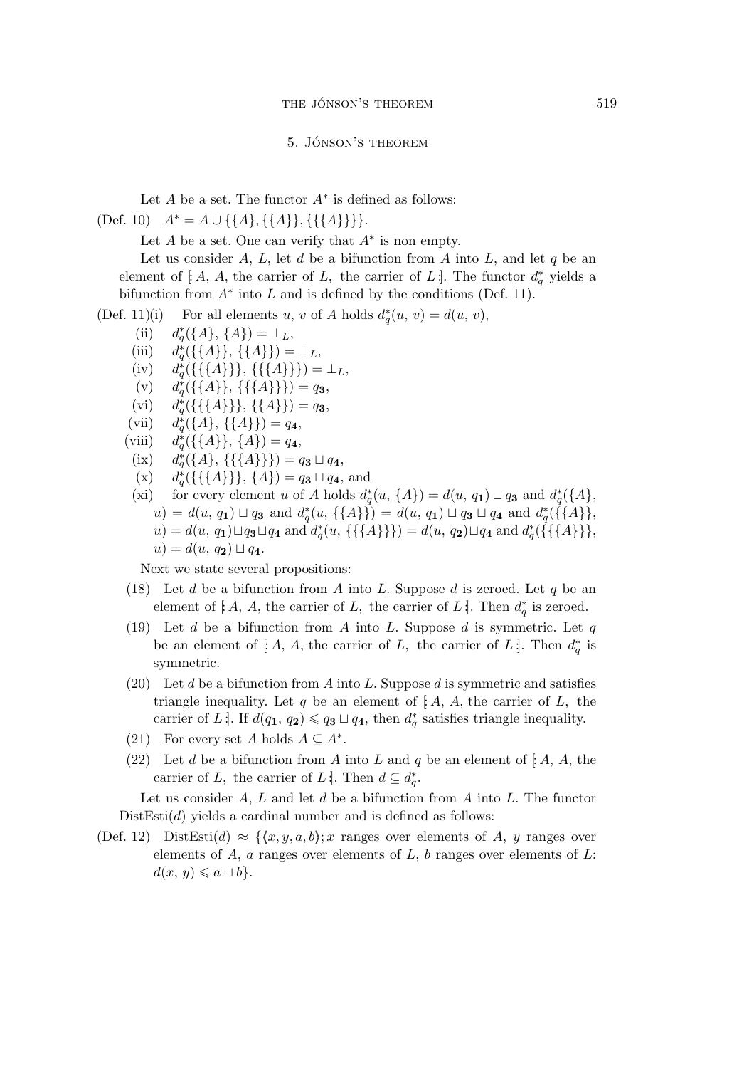## 5. Jónson's theorem

Let $A$ be a set. The functor $A^*$ is defined as follows:

(Def. 10) $A^* = A \cup \{\{A\}, \{\{A\}\}, \{\{\{A\}\}\}\}$.

Let $A$ be a set. One can verify that $A^*$ is non empty.

Let us consider $A$, $L$, let $d$ be a bifunction from $A$ into $L$, and let $q$ be an element of $[\!: A, A, \text{the carrier of } L, \text{ the carrier of } L :\!]$. The functor $d_q^*$ yields a bifunction from $A^*$ into $L$ and is defined by the conditions (Def. 11).

(Def. 11)(i) For all elements $u$, $v$ of $A$ holds $d_q^*(u, v) = d(u, v)$,

(ii) $d_q^*(\{A\}, \{A\}) = \bot_L$,

(iii) $d_q^*(\{\{A\}\}, \{\{A\}\}) = \bot_L$,

(iv) $d_q^*(\{\{\{A\}\}\}, \{\{\{A\}\}\}) = \bot_L$,

(v) $d_q^*(\{\{A\}\}, \{\{\{A\}\}\}) = q_{\mathbf{3}}$,

(vi) $d_q^*(\{\{\{A\}\}\}, \{\{A\}\}) = q_{\mathbf{3}}$,

(vii) $d_q^*(\{A\}, \{\{A\}\}) = q_{\mathbf{4}}$,

(viii) $d_q^*(\{\{A\}\}, \{A\}) = q_{\mathbf{4}}$,

(ix) $d_q^*(\{A\}, \{\{\{A\}\}\}) = q_{\mathbf{3}} \sqcup q_{\mathbf{4}}$,

(x) $d_q^*(\{\{\{A\}\}\}, \{A\}) = q_{\mathbf{3}} \sqcup q_{\mathbf{4}}$, and

(xi) for every element $u$ of $A$ holds $d_q^*(u, \{A\}) = d(u, q_{\mathbf{1}}) \sqcup q_{\mathbf{3}}$ and $d_q^*(\{A\}, u) = d(u, q_{\mathbf{1}}) \sqcup q_{\mathbf{3}}$ and $d_q^*(u, \{\{A\}\}) = d(u, q_{\mathbf{1}}) \sqcup q_{\mathbf{3}} \sqcup q_{\mathbf{4}}$ and $d_q^*(\{\{A\}\}, u) = d(u, q_{\mathbf{1}}) \sqcup q_{\mathbf{3}} \sqcup q_{\mathbf{4}}$ and $d_q^*(u, \{\{\{A\}\}\}) = d(u, q_{\mathbf{2}}) \sqcup q_{\mathbf{4}}$ and $d_q^*(\{\{\{A\}\}\}, u) = d(u, q_{\mathbf{2}}) \sqcup q_{\mathbf{4}}$.

Next we state several propositions:

(18) Let $d$ be a bifunction from $A$ into $L$. Suppose $d$ is zeroed. Let $q$ be an element of $[\!: A, A, \text{the carrier of } L, \text{ the carrier of } L :\!]$. Then $d_q^*$ is zeroed.

(19) Let $d$ be a bifunction from $A$ into $L$. Suppose $d$ is symmetric. Let $q$ be an element of $[\!: A, A, \text{the carrier of } L, \text{ the carrier of } L :\!]$. Then $d_q^*$ is symmetric.

(20) Let $d$ be a bifunction from $A$ into $L$. Suppose $d$ is symmetric and satisfies triangle inequality. Let $q$ be an element of $[\!: A, A, \text{the carrier of } L, \text{ the carrier of } L :\!]$. If $d(q_{\mathbf{1}}, q_{\mathbf{2}}) \leqslant q_{\mathbf{3}} \sqcup q_{\mathbf{4}}$, then $d_q^*$ satisfies triangle inequality.

(21) For every set $A$ holds $A \subseteq A^*$.

(22) Let $d$ be a bifunction from $A$ into $L$ and $q$ be an element of $[\!: A, A, \text{the carrier of } L, \text{ the carrier of } L :\!]$. Then $d \subseteq d_q^*$.

Let us consider $A$, $L$ and let $d$ be a bifunction from $A$ into $L$. The functor $\mathrm{DistEsti}(d)$ yields a cardinal number and is defined as follows:

(Def. 12) $\mathrm{DistEsti}(d) \approx \{\langle x, y, a, b\rangle; x$ ranges over elements of $A$, $y$ ranges over elements of $A$, $a$ ranges over elements of $L$, $b$ ranges over elements of $L$: $d(x, y) \leqslant a \sqcup b\}$.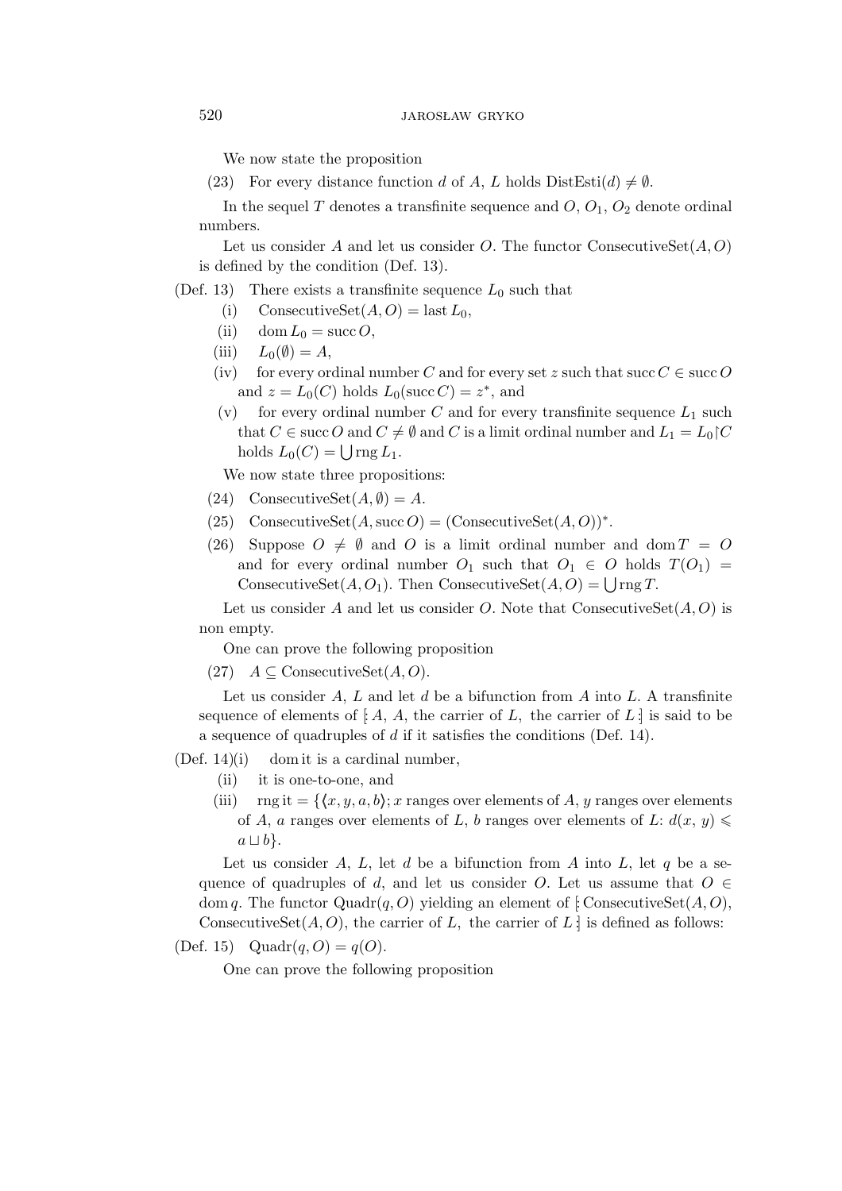We now state the proposition

(23) For every distance function $d$ of $A$, $L$ holds $\mathrm{DistEsti}(d) \neq \emptyset$.

In the sequel $T$ denotes a transfinite sequence and $O$, $O_1$, $O_2$ denote ordinal numbers.

Let us consider $A$ and let us consider $O$. The functor $\mathrm{ConsecutiveSet}(A, O)$ is defined by the condition (Def. 13).

(Def. 13) There exists a transfinite sequence $L_0$ such that

- (i) $\mathrm{ConsecutiveSet}(A, O) = \mathrm{last}\, L_0$,
- (ii) $\mathrm{dom}\, L_0 = \mathrm{succ}\, O$,
- (iii) $L_0(\emptyset) = A$,
- (iv) for every ordinal number $C$ and for every set $z$ such that $\mathrm{succ}\, C \in \mathrm{succ}\, O$ and $z = L_0(C)$ holds $L_0(\mathrm{succ}\, C) = z^*$, and
- (v) for every ordinal number $C$ and for every transfinite sequence $L_1$ such that $C \in \mathrm{succ}\, O$ and $C \neq \emptyset$ and $C$ is a limit ordinal number and $L_1 = L_0 \restriction C$ holds $L_0(C) = \bigcup \mathrm{rng}\, L_1$.

We now state three propositions:

(24) $\mathrm{ConsecutiveSet}(A, \emptyset) = A$.

(25) $\mathrm{ConsecutiveSet}(A, \mathrm{succ}\, O) = (\mathrm{ConsecutiveSet}(A, O))^*$.

(26) Suppose $O \neq \emptyset$ and $O$ is a limit ordinal number and $\mathrm{dom}\, T = O$ and for every ordinal number $O_1$ such that $O_1 \in O$ holds $T(O_1) = \mathrm{ConsecutiveSet}(A, O_1)$. Then $\mathrm{ConsecutiveSet}(A, O) = \bigcup \mathrm{rng}\, T$.

Let us consider $A$ and let us consider $O$. Note that $\mathrm{ConsecutiveSet}(A, O)$ is non empty.

One can prove the following proposition

(27) $A \subseteq \mathrm{ConsecutiveSet}(A, O)$.

Let us consider $A$, $L$ and let $d$ be a bifunction from $A$ into $L$. A transfinite sequence of elements of $[\!:A, A, \text{the carrier of } L, \text{the carrier of } L:\!]$ is said to be a sequence of quadruples of $d$ if it satisfies the conditions (Def. 14).

(Def. 14)

- (i) dom it is a cardinal number,
- (ii) it is one-to-one, and
- (iii) $\mathrm{rng}\,\mathrm{it} = \{\langle x, y, a, b\rangle;\, x$ ranges over elements of $A$, $y$ ranges over elements of $A$, $a$ ranges over elements of $L$, $b$ ranges over elements of $L$: $d(x, y) \leqslant a \sqcup b\}$.

Let us consider $A$, $L$, let $d$ be a bifunction from $A$ into $L$, let $q$ be a sequence of quadruples of $d$, and let us consider $O$. Let us assume that $O \in \mathrm{dom}\, q$. The functor $\mathrm{Quadr}(q, O)$ yielding an element of $[\!:\mathrm{ConsecutiveSet}(A, O), \mathrm{ConsecutiveSet}(A, O), \text{the carrier of } L, \text{the carrier of } L:\!]$ is defined as follows:

(Def. 15) $\mathrm{Quadr}(q, O) = q(O)$.

One can prove the following proposition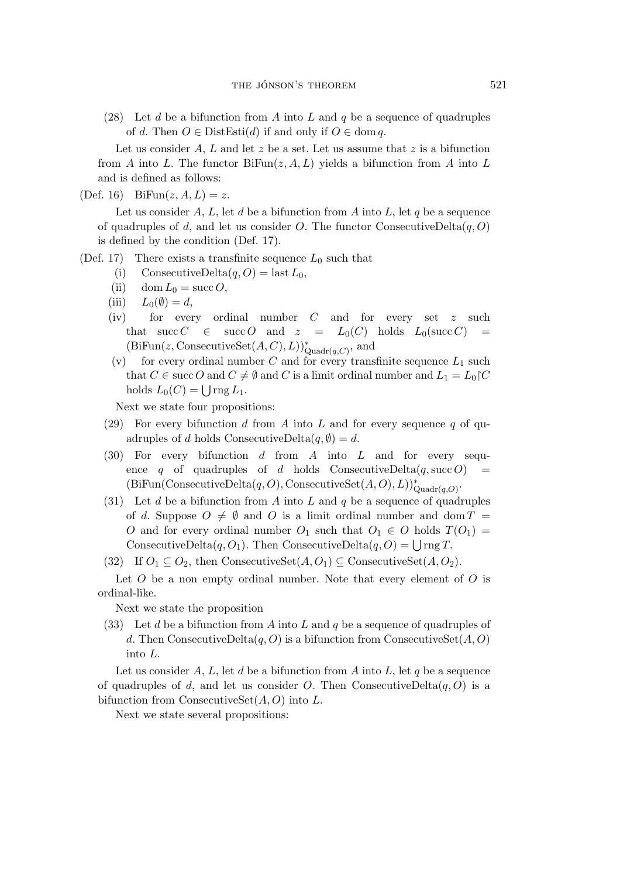(28) Let $d$ be a bifunction from $A$ into $L$ and $q$ be a sequence of quadruples of $d$. Then $O \in \mathrm{DistEsti}(d)$ if and only if $O \in \mathrm{dom}\, q$.

Let us consider $A$, $L$ and let $z$ be a set. Let us assume that $z$ is a bifunction from $A$ into $L$. The functor $\mathrm{BiFun}(z, A, L)$ yields a bifunction from $A$ into $L$ and is defined as follows:

(Def. 16) $\mathrm{BiFun}(z, A, L) = z$.

Let us consider $A$, $L$, let $d$ be a bifunction from $A$ into $L$, let $q$ be a sequence of quadruples of $d$, and let us consider $O$. The functor $\mathrm{ConsecutiveDelta}(q, O)$ is defined by the condition (Def. 17).

(Def. 17) There exists a transfinite sequence $L_0$ such that

- (i) $\mathrm{ConsecutiveDelta}(q, O) = \mathrm{last}\, L_0$,
- (ii) $\mathrm{dom}\, L_0 = \mathrm{succ}\, O$,
- (iii) $L_0(\emptyset) = d$,
- (iv) for every ordinal number $C$ and for every set $z$ such that $\mathrm{succ}\, C \in \mathrm{succ}\, O$ and $z = L_0(C)$ holds $L_0(\mathrm{succ}\, C) = (\mathrm{BiFun}(z, \mathrm{ConsecutiveSet}(A, C), L))^*_{\mathrm{Quadr}(q,C)}$, and
- (v) for every ordinal number $C$ and for every transfinite sequence $L_1$ such that $C \in \mathrm{succ}\, O$ and $C \neq \emptyset$ and $C$ is a limit ordinal number and $L_1 = L_0 \restriction C$ holds $L_0(C) = \bigcup \mathrm{rng}\, L_1$.

Next we state four propositions:

(29) For every bifunction $d$ from $A$ into $L$ and for every sequence $q$ of quadruples of $d$ holds $\mathrm{ConsecutiveDelta}(q, \emptyset) = d$.

(30) For every bifunction $d$ from $A$ into $L$ and for every sequence $q$ of quadruples of $d$ holds $\mathrm{ConsecutiveDelta}(q, \mathrm{succ}\, O) = (\mathrm{BiFun}(\mathrm{ConsecutiveDelta}(q, O), \mathrm{ConsecutiveSet}(A, O), L))^*_{\mathrm{Quadr}(q,O)}$.

(31) Let $d$ be a bifunction from $A$ into $L$ and $q$ be a sequence of quadruples of $d$. Suppose $O \neq \emptyset$ and $O$ is a limit ordinal number and $\mathrm{dom}\, T = O$ and for every ordinal number $O_1$ such that $O_1 \in O$ holds $T(O_1) = \mathrm{ConsecutiveDelta}(q, O_1)$. Then $\mathrm{ConsecutiveDelta}(q, O) = \bigcup \mathrm{rng}\, T$.

(32) If $O_1 \subseteq O_2$, then $\mathrm{ConsecutiveSet}(A, O_1) \subseteq \mathrm{ConsecutiveSet}(A, O_2)$.

Let $O$ be a non empty ordinal number. Note that every element of $O$ is ordinal-like.

Next we state the proposition

(33) Let $d$ be a bifunction from $A$ into $L$ and $q$ be a sequence of quadruples of $d$. Then $\mathrm{ConsecutiveDelta}(q, O)$ is a bifunction from $\mathrm{ConsecutiveSet}(A, O)$ into $L$.

Let us consider $A$, $L$, let $d$ be a bifunction from $A$ into $L$, let $q$ be a sequence of quadruples of $d$, and let us consider $O$. Then $\mathrm{ConsecutiveDelta}(q, O)$ is a bifunction from $\mathrm{ConsecutiveSet}(A, O)$ into $L$.

Next we state several propositions: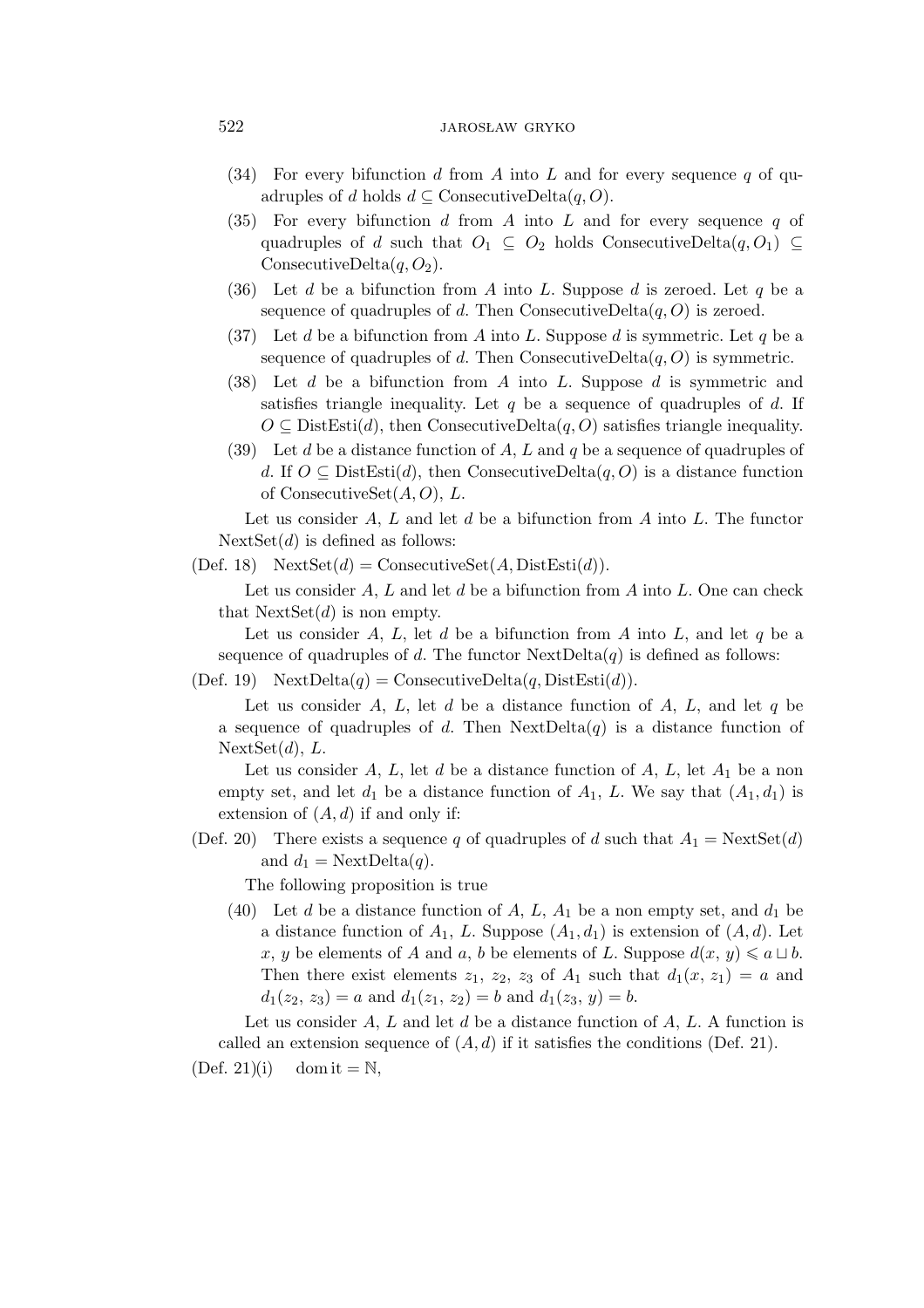(34) For every bifunction $d$ from $A$ into $L$ and for every sequence $q$ of quadruples of $d$ holds $d \subseteq \mathrm{ConsecutiveDelta}(q, O)$.

(35) For every bifunction $d$ from $A$ into $L$ and for every sequence $q$ of quadruples of $d$ such that $O_1 \subseteq O_2$ holds $\mathrm{ConsecutiveDelta}(q, O_1) \subseteq \mathrm{ConsecutiveDelta}(q, O_2)$.

(36) Let $d$ be a bifunction from $A$ into $L$. Suppose $d$ is zeroed. Let $q$ be a sequence of quadruples of $d$. Then $\mathrm{ConsecutiveDelta}(q, O)$ is zeroed.

(37) Let $d$ be a bifunction from $A$ into $L$. Suppose $d$ is symmetric. Let $q$ be a sequence of quadruples of $d$. Then $\mathrm{ConsecutiveDelta}(q, O)$ is symmetric.

(38) Let $d$ be a bifunction from $A$ into $L$. Suppose $d$ is symmetric and satisfies triangle inequality. Let $q$ be a sequence of quadruples of $d$. If $O \subseteq \mathrm{DistEsti}(d)$, then $\mathrm{ConsecutiveDelta}(q, O)$ satisfies triangle inequality.

(39) Let $d$ be a distance function of $A$, $L$ and $q$ be a sequence of quadruples of $d$. If $O \subseteq \mathrm{DistEsti}(d)$, then $\mathrm{ConsecutiveDelta}(q, O)$ is a distance function of $\mathrm{ConsecutiveSet}(A, O)$, $L$.

Let us consider $A$, $L$ and let $d$ be a bifunction from $A$ into $L$. The functor $\mathrm{NextSet}(d)$ is defined as follows:

(Def. 18) $\mathrm{NextSet}(d) = \mathrm{ConsecutiveSet}(A, \mathrm{DistEsti}(d))$.

Let us consider $A$, $L$ and let $d$ be a bifunction from $A$ into $L$. One can check that $\mathrm{NextSet}(d)$ is non empty.

Let us consider $A$, $L$, let $d$ be a bifunction from $A$ into $L$, and let $q$ be a sequence of quadruples of $d$. The functor $\mathrm{NextDelta}(q)$ is defined as follows:

(Def. 19) $\mathrm{NextDelta}(q) = \mathrm{ConsecutiveDelta}(q, \mathrm{DistEsti}(d))$.

Let us consider $A$, $L$, let $d$ be a distance function of $A$, $L$, and let $q$ be a sequence of quadruples of $d$. Then $\mathrm{NextDelta}(q)$ is a distance function of $\mathrm{NextSet}(d)$, $L$.

Let us consider $A$, $L$, let $d$ be a distance function of $A$, $L$, let $A_1$ be a non empty set, and let $d_1$ be a distance function of $A_1$, $L$. We say that $(A_1, d_1)$ is extension of $(A, d)$ if and only if:

(Def. 20) There exists a sequence $q$ of quadruples of $d$ such that $A_1 = \mathrm{NextSet}(d)$ and $d_1 = \mathrm{NextDelta}(q)$.

The following proposition is true

(40) Let $d$ be a distance function of $A$, $L$, $A_1$ be a non empty set, and $d_1$ be a distance function of $A_1$, $L$. Suppose $(A_1, d_1)$ is extension of $(A, d)$. Let $x$, $y$ be elements of $A$ and $a$, $b$ be elements of $L$. Suppose $d(x, y) \leqslant a \sqcup b$. Then there exist elements $z_1$, $z_2$, $z_3$ of $A_1$ such that $d_1(x, z_1) = a$ and $d_1(z_2, z_3) = a$ and $d_1(z_1, z_2) = b$ and $d_1(z_3, y) = b$.

Let us consider $A$, $L$ and let $d$ be a distance function of $A$, $L$. A function is called an extension sequence of $(A, d)$ if it satisfies the conditions (Def. 21).

(Def. 21)(i) $\mathrm{dom}\,\mathrm{it} = \mathbb{N}$,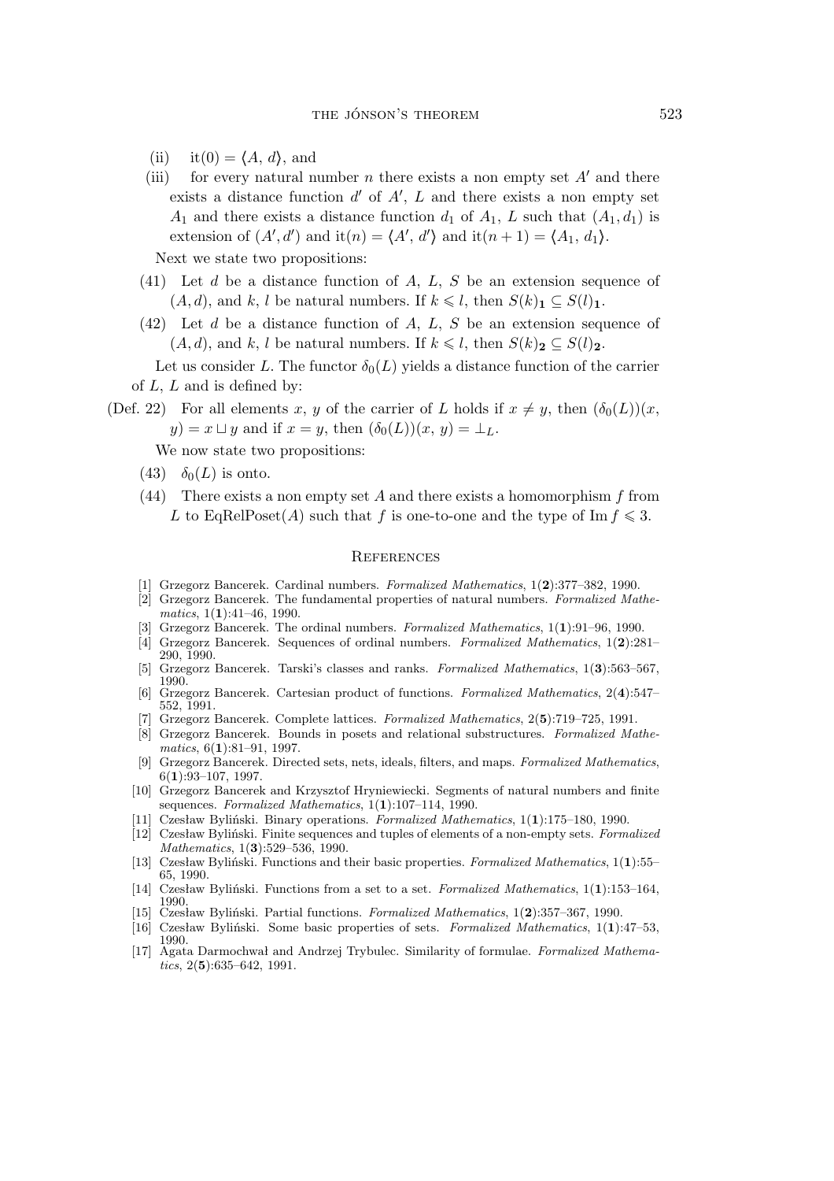(ii) $\mathrm{it}(0) = \langle A, d \rangle$, and

(iii) for every natural number $n$ there exists a non empty set $A'$ and there exists a distance function $d'$ of $A'$, $L$ and there exists a non empty set $A_1$ and there exists a distance function $d_1$ of $A_1$, $L$ such that $(A_1, d_1)$ is extension of $(A', d')$ and $\mathrm{it}(n) = \langle A', d' \rangle$ and $\mathrm{it}(n+1) = \langle A_1, d_1 \rangle$.

Next we state two propositions:

(41) Let $d$ be a distance function of $A$, $L$, $S$ be an extension sequence of $(A, d)$, and $k$, $l$ be natural numbers. If $k \leqslant l$, then $S(k)_{\mathbf{1}} \subseteq S(l)_{\mathbf{1}}$.

(42) Let $d$ be a distance function of $A$, $L$, $S$ be an extension sequence of $(A, d)$, and $k$, $l$ be natural numbers. If $k \leqslant l$, then $S(k)_{\mathbf{2}} \subseteq S(l)_{\mathbf{2}}$.

Let us consider $L$. The functor $\delta_0(L)$ yields a distance function of the carrier of $L$, $L$ and is defined by:

(Def. 22) For all elements $x$, $y$ of the carrier of $L$ holds if $x \neq y$, then $(\delta_0(L))(x, y) = x \sqcup y$ and if $x = y$, then $(\delta_0(L))(x, y) = \perp_L$.

We now state two propositions:

(43) $\delta_0(L)$ is onto.

(44) There exists a non empty set $A$ and there exists a homomorphism $f$ from $L$ to $\mathrm{EqRelPoset}(A)$ such that $f$ is one-to-one and the type of $\mathrm{Im}\, f \leqslant 3$.

## References

[1] Grzegorz Bancerek. Cardinal numbers. *Formalized Mathematics*, 1(**2**):377–382, 1990.
[2] Grzegorz Bancerek. The fundamental properties of natural numbers. *Formalized Mathematics*, 1(**1**):41–46, 1990.
[3] Grzegorz Bancerek. The ordinal numbers. *Formalized Mathematics*, 1(**1**):91–96, 1990.
[4] Grzegorz Bancerek. Sequences of ordinal numbers. *Formalized Mathematics*, 1(**2**):281–290, 1990.
[5] Grzegorz Bancerek. Tarski's classes and ranks. *Formalized Mathematics*, 1(**3**):563–567, 1990.
[6] Grzegorz Bancerek. Cartesian product of functions. *Formalized Mathematics*, 2(**4**):547–552, 1991.
[7] Grzegorz Bancerek. Complete lattices. *Formalized Mathematics*, 2(**5**):719–725, 1991.
[8] Grzegorz Bancerek. Bounds in posets and relational substructures. *Formalized Mathematics*, 6(**1**):81–91, 1997.
[9] Grzegorz Bancerek. Directed sets, nets, ideals, filters, and maps. *Formalized Mathematics*, 6(**1**):93–107, 1997.
[10] Grzegorz Bancerek and Krzysztof Hryniewiecki. Segments of natural numbers and finite sequences. *Formalized Mathematics*, 1(**1**):107–114, 1990.
[11] Czesław Byliński. Binary operations. *Formalized Mathematics*, 1(**1**):175–180, 1990.
[12] Czesław Byliński. Finite sequences and tuples of elements of a non-empty sets. *Formalized Mathematics*, 1(**3**):529–536, 1990.
[13] Czesław Byliński. Functions and their basic properties. *Formalized Mathematics*, 1(**1**):55–65, 1990.
[14] Czesław Byliński. Functions from a set to a set. *Formalized Mathematics*, 1(**1**):153–164, 1990.
[15] Czesław Byliński. Partial functions. *Formalized Mathematics*, 1(**2**):357–367, 1990.
[16] Czesław Byliński. Some basic properties of sets. *Formalized Mathematics*, 1(**1**):47–53, 1990.
[17] Agata Darmochwał and Andrzej Trybulec. Similarity of formulae. *Formalized Mathematics*, 2(**5**):635–642, 1991.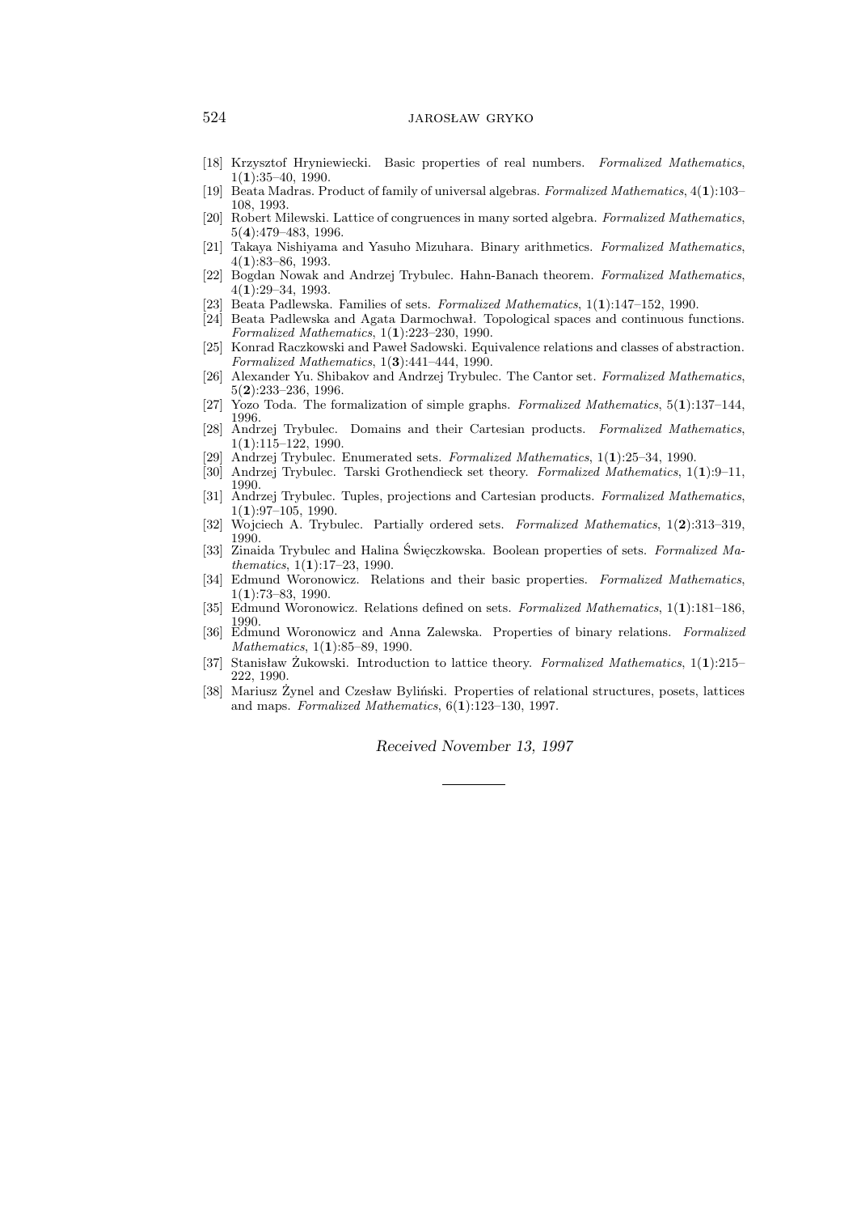[18] Krzysztof Hryniewiecki. Basic properties of real numbers. *Formalized Mathematics*, 1(**1**):35–40, 1990.

[19] Beata Madras. Product of family of universal algebras. *Formalized Mathematics*, 4(**1**):103–108, 1993.

[20] Robert Milewski. Lattice of congruences in many sorted algebra. *Formalized Mathematics*, 5(**4**):479–483, 1996.

[21] Takaya Nishiyama and Yasuho Mizuhara. Binary arithmetics. *Formalized Mathematics*, 4(**1**):83–86, 1993.

[22] Bogdan Nowak and Andrzej Trybulec. Hahn-Banach theorem. *Formalized Mathematics*, 4(**1**):29–34, 1993.

[23] Beata Padlewska. Families of sets. *Formalized Mathematics*, 1(**1**):147–152, 1990.

[24] Beata Padlewska and Agata Darmochwał. Topological spaces and continuous functions. *Formalized Mathematics*, 1(**1**):223–230, 1990.

[25] Konrad Raczkowski and Paweł Sadowski. Equivalence relations and classes of abstraction. *Formalized Mathematics*, 1(**3**):441–444, 1990.

[26] Alexander Yu. Shibakov and Andrzej Trybulec. The Cantor set. *Formalized Mathematics*, 5(**2**):233–236, 1996.

[27] Yozo Toda. The formalization of simple graphs. *Formalized Mathematics*, 5(**1**):137–144, 1996.

[28] Andrzej Trybulec. Domains and their Cartesian products. *Formalized Mathematics*, 1(**1**):115–122, 1990.

[29] Andrzej Trybulec. Enumerated sets. *Formalized Mathematics*, 1(**1**):25–34, 1990.

[30] Andrzej Trybulec. Tarski Grothendieck set theory. *Formalized Mathematics*, 1(**1**):9–11, 1990.

[31] Andrzej Trybulec. Tuples, projections and Cartesian products. *Formalized Mathematics*, 1(**1**):97–105, 1990.

[32] Wojciech A. Trybulec. Partially ordered sets. *Formalized Mathematics*, 1(**2**):313–319, 1990.

[33] Zinaida Trybulec and Halina Święczkowska. Boolean properties of sets. *Formalized Mathematics*, 1(**1**):17–23, 1990.

[34] Edmund Woronowicz. Relations and their basic properties. *Formalized Mathematics*, 1(**1**):73–83, 1990.

[35] Edmund Woronowicz. Relations defined on sets. *Formalized Mathematics*, 1(**1**):181–186, 1990.

[36] Edmund Woronowicz and Anna Zalewska. Properties of binary relations. *Formalized Mathematics*, 1(**1**):85–89, 1990.

[37] Stanisław Żukowski. Introduction to lattice theory. *Formalized Mathematics*, 1(**1**):215–222, 1990.

[38] Mariusz Żynel and Czesław Byliński. Properties of relational structures, posets, lattices and maps. *Formalized Mathematics*, 6(**1**):123–130, 1997.

*Received November 13, 1997*